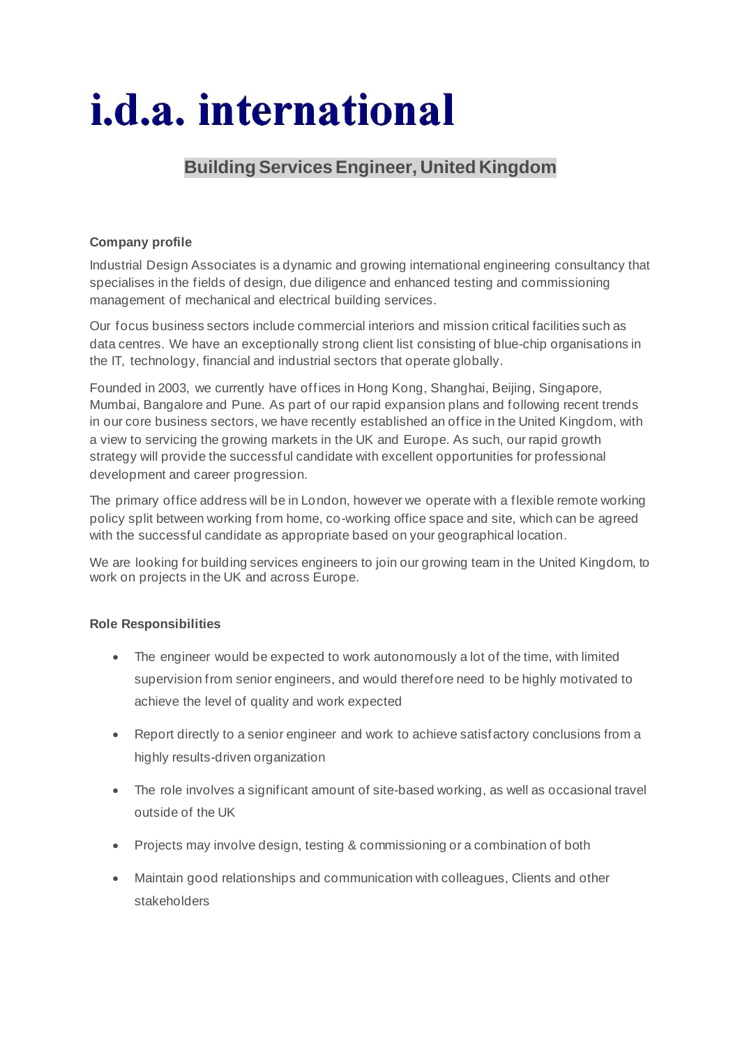# i.d.a. international

## Building Services Engineer, United Kingdom

**Company profile**

Industrial Design Associates is a dynamic and growing international engineering consultancy that specialises in the fields of design, due diligence and enhanced testing and commissioning management of mechanical and electrical building services.

Our focus business sectors include commercial interiors and mission critical facilities such as data centres. We have an exceptionally strong client list consisting of blue-chip organisations in the IT, technology, financial and industrial sectors that operate globally.

Founded in 2003, we currently have offices in Hong Kong, Shanghai, Beijing, Singapore, Mumbai, Bangalore and Pune. As part of our rapid expansion plans and following recent trends in our core business sectors, we have recently established an office in the United Kingdom, with a view to servicing the growing markets in the UK and Europe. As such, our rapid growth strategy will provide the successful candidate with excellent opportunities for professional development and career progression.

The primary office address will be in London, however we operate with a flexible remote working policy split between working from home, co-working office space and site, which can be agreed with the successful candidate as appropriate based on your geographical location.

We are looking for building services engineers to join our growing team in the United Kingdom, to work on projects in the UK and across Europe.

**Role Responsibilities**

- The engineer would be expected to work autonomously a lot of the time, with limited supervision from senior engineers, and would therefore need to be highly motivated to achieve the level of quality and work expected
- Report directly to a senior engineer and work to achieve satisfactory conclusions from a highly results-driven organization
- The role involves a significant amount of site-based working, as well as occasional travel outside of the UK
- Projects may involve design, testing & commissioning or a combination of both
- Maintain good relationships and communication with colleagues, Clients and other stakeholders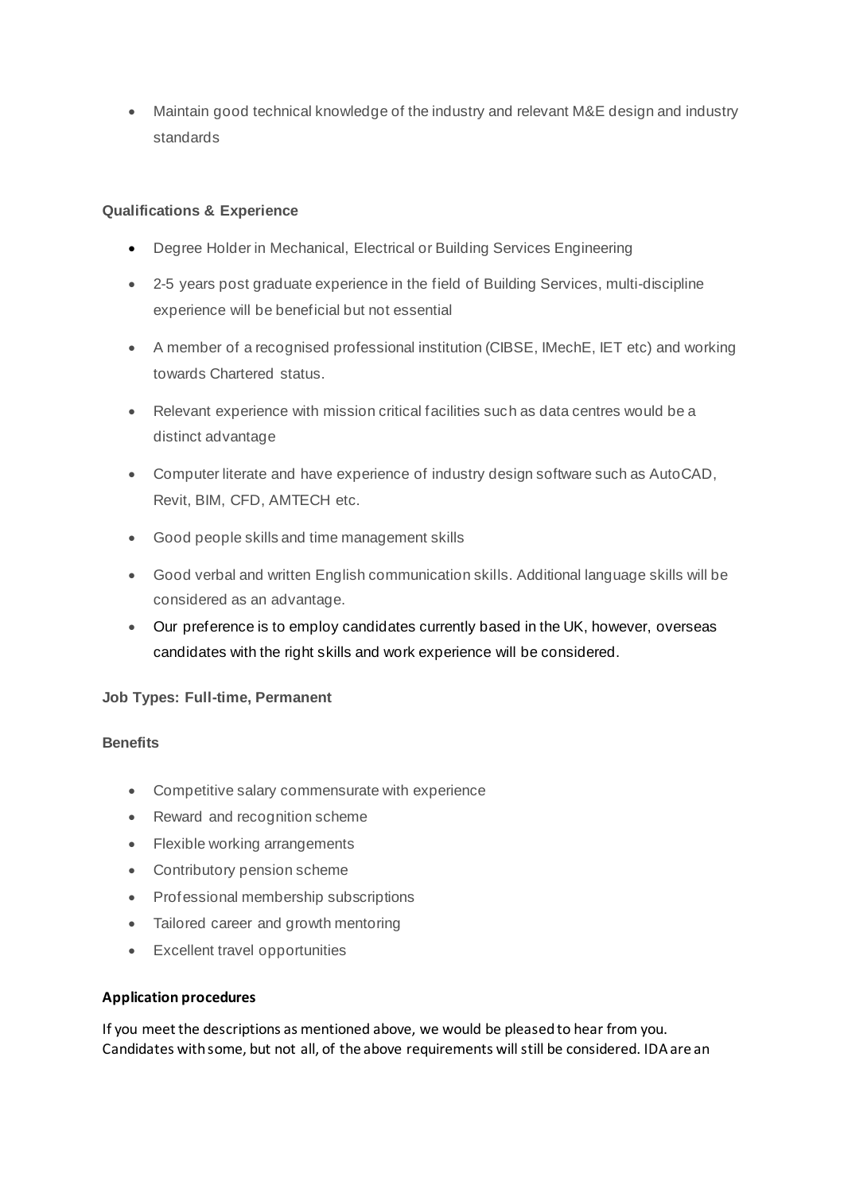- Maintain good technical knowledge of the industry and relevant M&E design and industry standards

**Qualifications & Experience**

- Degree Holder in Mechanical, Electrical or Building Services Engineering
- 2-5 years post graduate experience in the field of Building Services, multi-discipline experience will be beneficial but not essential
- A member of a recognised professional institution (CIBSE, IMechE, IET etc) and working towards Chartered status.
- Relevant experience with mission critical facilities such as data centres would be a distinct advantage
- Computer literate and have experience of industry design software such as AutoCAD, Revit, BIM, CFD, AMTECH etc.
- Good people skills and time management skills
- Good verbal and written English communication skills. Additional language skills will be considered as an advantage.
- Our preference is to employ candidates currently based in the UK, however, overseas candidates with the right skills and work experience will be considered.

**Job Types: Full-time, Permanent**

**Benefits**

- Competitive salary commensurate with experience
- Reward and recognition scheme
- Flexible working arrangements
- Contributory pension scheme
- Professional membership subscriptions
- Tailored career and growth mentoring
- Excellent travel opportunities

**Application procedures**

If you meet the descriptions as mentioned above, we would be pleased to hear from you. Candidates with some, but not all, of the above requirements will still be considered. IDA are an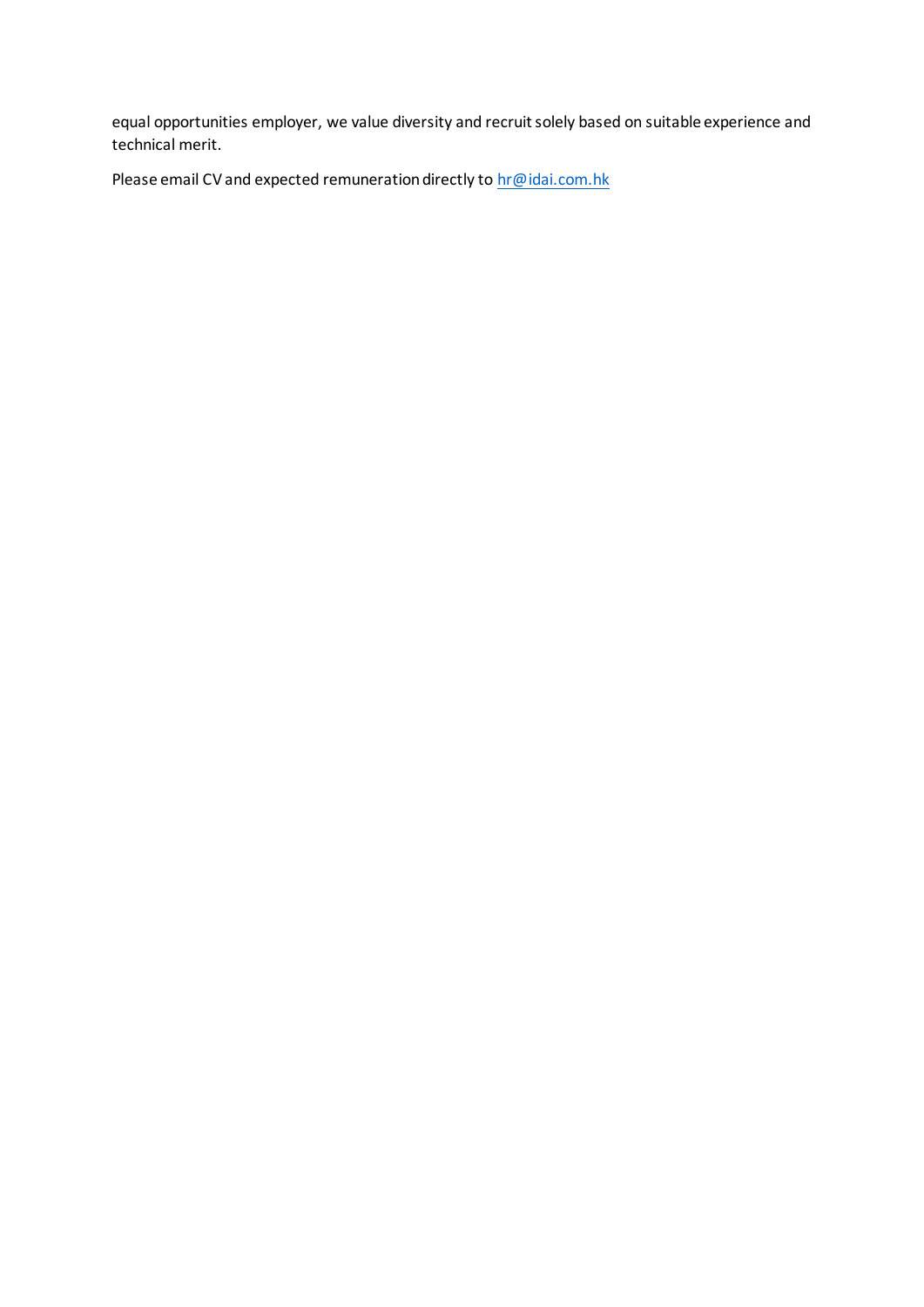equal opportunities employer, we value diversity and recruit solely based on suitable experience and technical merit.

Please email CV and expected remuneration directly to hr@idai.com.hk